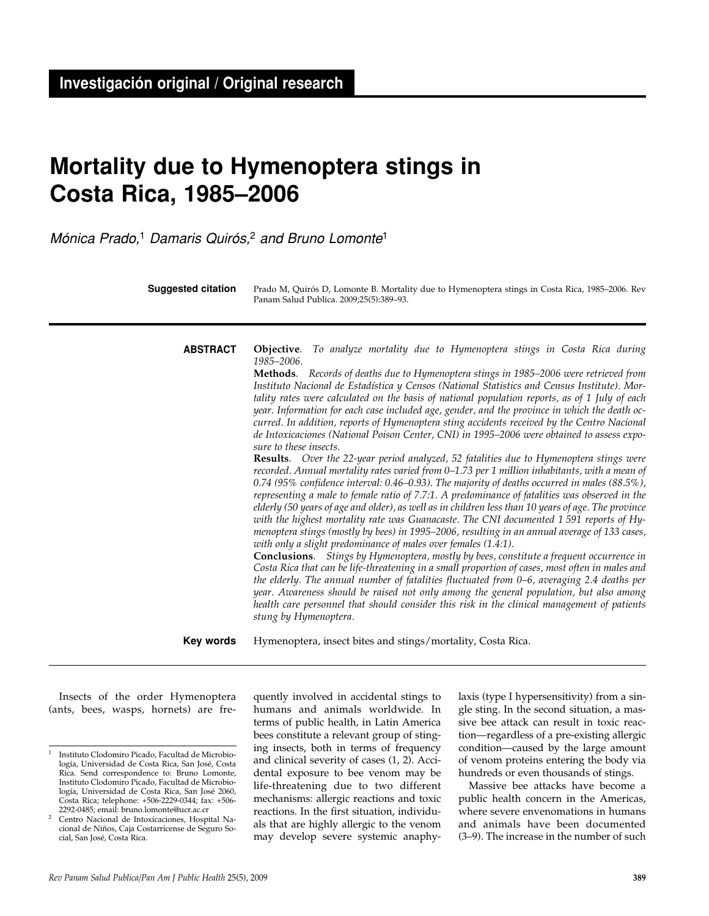**Investigación original / Original research**

# Mortality due to Hymenoptera stings in Costa Rica, 1985–2006

*Mónica Prado,[1] Damaris Quirós,[2] and Bruno Lomonte[1]*

**Suggested citation** Prado M, Quirós D, Lomonte B. Mortality due to Hymenoptera stings in Costa Rica, 1985–2006. Rev Panam Salud Publica. 2009;25(5):389–93.

**ABSTRACT**

**Objective**. *To analyze mortality due to Hymenoptera stings in Costa Rica during 1985–2006.*

**Methods**. *Records of deaths due to Hymenoptera stings in 1985–2006 were retrieved from Instituto Nacional de Estadística y Censos (National Statistics and Census Institute). Mortality rates were calculated on the basis of national population reports, as of 1 July of each year. Information for each case included age, gender, and the province in which the death occurred. In addition, reports of Hymenoptera sting accidents received by the Centro Nacional de Intoxicaciones (National Poison Center, CNI) in 1995–2006 were obtained to assess exposure to these insects.*

**Results**. *Over the 22-year period analyzed, 52 fatalities due to Hymenoptera stings were recorded. Annual mortality rates varied from 0–1.73 per 1 million inhabitants, with a mean of 0.74 (95% confidence interval: 0.46–0.93). The majority of deaths occurred in males (88.5%), representing a male to female ratio of 7.7:1. A predominance of fatalities was observed in the elderly (50 years of age and older), as well as in children less than 10 years of age. The province with the highest mortality rate was Guanacaste. The CNI documented 1 591 reports of Hymenoptera stings (mostly by bees) in 1995–2006, resulting in an annual average of 133 cases, with only a slight predominance of males over females (1.4:1).*

**Conclusions**. *Stings by Hymenoptera, mostly by bees, constitute a frequent occurrence in Costa Rica that can be life-threatening in a small proportion of cases, most often in males and the elderly. The annual number of fatalities fluctuated from 0–6, averaging 2.4 deaths per year. Awareness should be raised not only among the general population, but also among health care personnel that should consider this risk in the clinical management of patients stung by Hymenoptera.*

**Key words** Hymenoptera, insect bites and stings/mortality, Costa Rica.

---

Insects of the order Hymenoptera (ants, bees, wasps, hornets) are frequently involved in accidental stings to humans and animals worldwide. In terms of public health, in Latin America bees constitute a relevant group of stinging insects, both in terms of frequency and clinical severity of cases (1, 2). Accidental exposure to bee venom may be life-threatening due to two different mechanisms: allergic reactions and toxic reactions. In the first situation, individuals that are highly allergic to the venom may develop severe systemic anaphylaxis (type I hypersensitivity) from a single sting. In the second situation, a massive bee attack can result in toxic reaction—regardless of a pre-existing allergic condition—caused by the large amount of venom proteins entering the body via hundreds or even thousands of stings.

Massive bee attacks have become a public health concern in the Americas, where severe envenomations in humans and animals have been documented (3–9). The increase in the number of such

---

[1] Instituto Clodomiro Picado, Facultad de Microbiología, Universidad de Costa Rica, San José, Costa Rica. Send correspondence to: Bruno Lomonte, Instituto Clodomiro Picado, Facultad de Microbiología, Universidad de Costa Rica, San José 2060, Costa Rica; telephone: +506-2229-0344; fax: +506-2292-0485; email: bruno.lomonte@ucr.ac.cr

[2] Centro Nacional de Intoxicaciones, Hospital Nacional de Niños, Caja Costarricense de Seguro Social, San José, Costa Rica.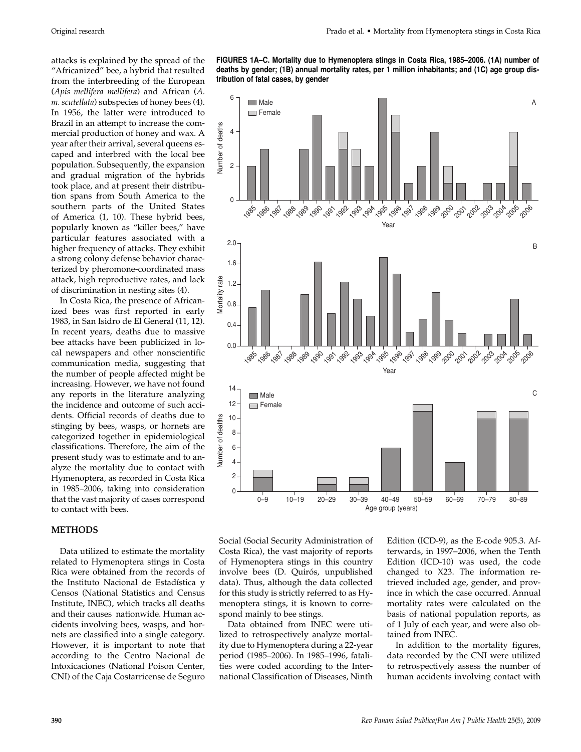attacks is explained by the spread of the "Africanized" bee, a hybrid that resulted from the interbreeding of the European (*Apis mellifera mellifera*) and African (*A. m. scutellata*) subspecies of honey bees (4). In 1956, the latter were introduced to Brazil in an attempt to increase the commercial production of honey and wax. A year after their arrival, several queens escaped and interbred with the local bee population. Subsequently, the expansion and gradual migration of the hybrids took place, and at present their distribution spans from South America to the southern parts of the United States of America (1, 10). These hybrid bees, popularly known as "killer bees," have particular features associated with a higher frequency of attacks. They exhibit a strong colony defense behavior characterized by pheromone-coordinated mass attack, high reproductive rates, and lack of discrimination in nesting sites (4).

In Costa Rica, the presence of Africanized bees was first reported in early 1983, in San Isidro de El General (11, 12). In recent years, deaths due to massive bee attacks have been publicized in local newspapers and other nonscientific communication media, suggesting that the number of people affected might be increasing. However, we have not found any reports in the literature analyzing the incidence and outcome of such accidents. Official records of deaths due to stinging by bees, wasps, or hornets are categorized together in epidemiological classifications. Therefore, the aim of the present study was to estimate and to analyze the mortality due to contact with Hymenoptera, as recorded in Costa Rica in 1985–2006, taking into consideration that the vast majority of cases correspond to contact with bees.

**FIGURES 1A–C. Mortality due to Hymenoptera stings in Costa Rica, 1985–2006. (1A) number of deaths by gender; (1B) annual mortality rates, per 1 million inhabitants; and (1C) age group distribution of fatal cases, by gender**

## METHODS

Data utilized to estimate the mortality related to Hymenoptera stings in Costa Rica were obtained from the records of the Instituto Nacional de Estadística y Censos (National Statistics and Census Institute, INEC), which tracks all deaths and their causes nationwide. Human accidents involving bees, wasps, and hornets are classified into a single category. However, it is important to note that according to the Centro Nacional de Intoxicaciones (National Poison Center, CNI) of the Caja Costarricense de Seguro Social (Social Security Administration of Costa Rica), the vast majority of reports of Hymenoptera stings in this country involve bees (D. Quirós, unpublished data). Thus, although the data collected for this study is strictly referred to as Hymenoptera stings, it is known to correspond mainly to bee stings.

Data obtained from INEC were utilized to retrospectively analyze mortality due to Hymenoptera during a 22-year period (1985–2006). In 1985–1996, fatalities were coded according to the International Classification of Diseases, Ninth Edition (ICD-9), as the E-code 905.3. Afterwards, in 1997–2006, when the Tenth Edition (ICD-10) was used, the code changed to X23. The information retrieved included age, gender, and province in which the case occurred. Annual mortality rates were calculated on the basis of national population reports, as of 1 July of each year, and were also obtained from INEC.

In addition to the mortality figures, data recorded by the CNI were utilized to retrospectively assess the number of human accidents involving contact with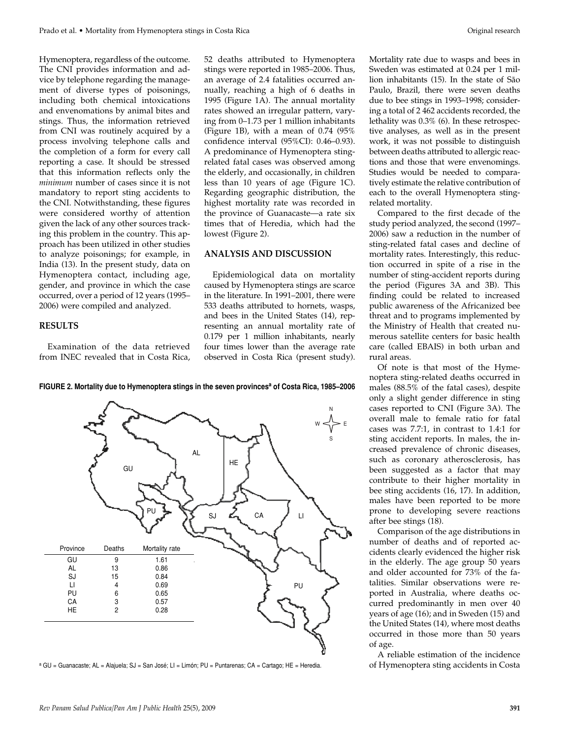Hymenoptera, regardless of the outcome. The CNI provides information and advice by telephone regarding the management of diverse types of poisonings, including both chemical intoxications and envenomations by animal bites and stings. Thus, the information retrieved from CNI was routinely acquired by a process involving telephone calls and the completion of a form for every call reporting a case. It should be stressed that this information reflects only the *minimum* number of cases since it is not mandatory to report sting accidents to the CNI. Notwithstanding, these figures were considered worthy of attention given the lack of any other sources tracking this problem in the country. This approach has been utilized in other studies to analyze poisonings; for example, in India (13). In the present study, data on Hymenoptera contact, including age, gender, and province in which the case occurred, over a period of 12 years (1995–2006) were compiled and analyzed.

## RESULTS

Examination of the data retrieved from INEC revealed that in Costa Rica, 52 deaths attributed to Hymenoptera stings were reported in 1985–2006. Thus, an average of 2.4 fatalities occurred annually, reaching a high of 6 deaths in 1995 (Figure 1A). The annual mortality rates showed an irregular pattern, varying from 0–1.73 per 1 million inhabitants (Figure 1B), with a mean of 0.74 (95% confidence interval (95%CI): 0.46–0.93). A predominance of Hymenoptera sting-related fatal cases was observed among the elderly, and occasionally, in children less than 10 years of age (Figure 1C). Regarding geographic distribution, the highest mortality rate was recorded in the province of Guanacaste—a rate six times that of Heredia, which had the lowest (Figure 2).

## ANALYSIS AND DISCUSSION

Epidemiological data on mortality caused by Hymenoptera stings are scarce in the literature. In 1991–2001, there were 533 deaths attributed to hornets, wasps, and bees in the United States (14), representing an annual mortality rate of 0.179 per 1 million inhabitants, nearly four times lower than the average rate observed in Costa Rica (present study). Mortality rate due to wasps and bees in Sweden was estimated at 0.24 per 1 million inhabitants (15). In the state of São Paulo, Brazil, there were seven deaths due to bee stings in 1993–1998; considering a total of 2 462 accidents recorded, the lethality was 0.3% (6). In these retrospective analyses, as well as in the present work, it was not possible to distinguish between deaths attributed to allergic reactions and those that were envenomings. Studies would be needed to comparatively estimate the relative contribution of each to the overall Hymenoptera sting-related mortality.

Compared to the first decade of the study period analyzed, the second (1997–2006) saw a reduction in the number of sting-related fatal cases and decline of mortality rates. Interestingly, this reduction occurred in spite of a rise in the number of sting-accident reports during the period (Figures 3A and 3B). This finding could be related to increased public awareness of the Africanized bee threat and to programs implemented by the Ministry of Health that created numerous satellite centers for basic health care (called EBAIS) in both urban and rural areas.

Of note is that most of the Hymenoptera sting-related deaths occurred in males (88.5% of the fatal cases), despite only a slight gender difference in sting cases reported to CNI (Figure 3A). The overall male to female ratio for fatal cases was 7.7:1, in contrast to 1.4:1 for sting accident reports. In males, the increased prevalence of chronic diseases, such as coronary atherosclerosis, has been suggested as a factor that may contribute to their higher mortality in bee sting accidents (16, 17). In addition, males have been reported to be more prone to developing severe reactions after bee stings (18).

Comparison of the age distributions in number of deaths and of reported accidents clearly evidenced the higher risk in the elderly. The age group 50 years and older accounted for 73% of the fatalities. Similar observations were reported in Australia, where deaths occurred predominantly in men over 40 years of age (16); and in Sweden (15) and the United States (14), where most deaths occurred in those more than 50 years of age.

A reliable estimation of the incidence of Hymenoptera sting accidents in Costa

**FIGURE 2. Mortality due to Hymenoptera stings in the seven provinces[a] of Costa Rica, 1985–2006**

| Province | Deaths | Mortality rate |
|---|---|---|
| GU | 9 | 1.61 |
| AL | 13 | 0.86 |
| SJ | 15 | 0.84 |
| LI | 4 | 0.69 |
| PU | 6 | 0.65 |
| CA | 3 | 0.57 |
| HE | 2 | 0.28 |

[a] GU = Guanacaste; AL = Alajuela; SJ = San José; LI = Limón; PU = Puntarenas; CA = Cartago; HE = Heredia.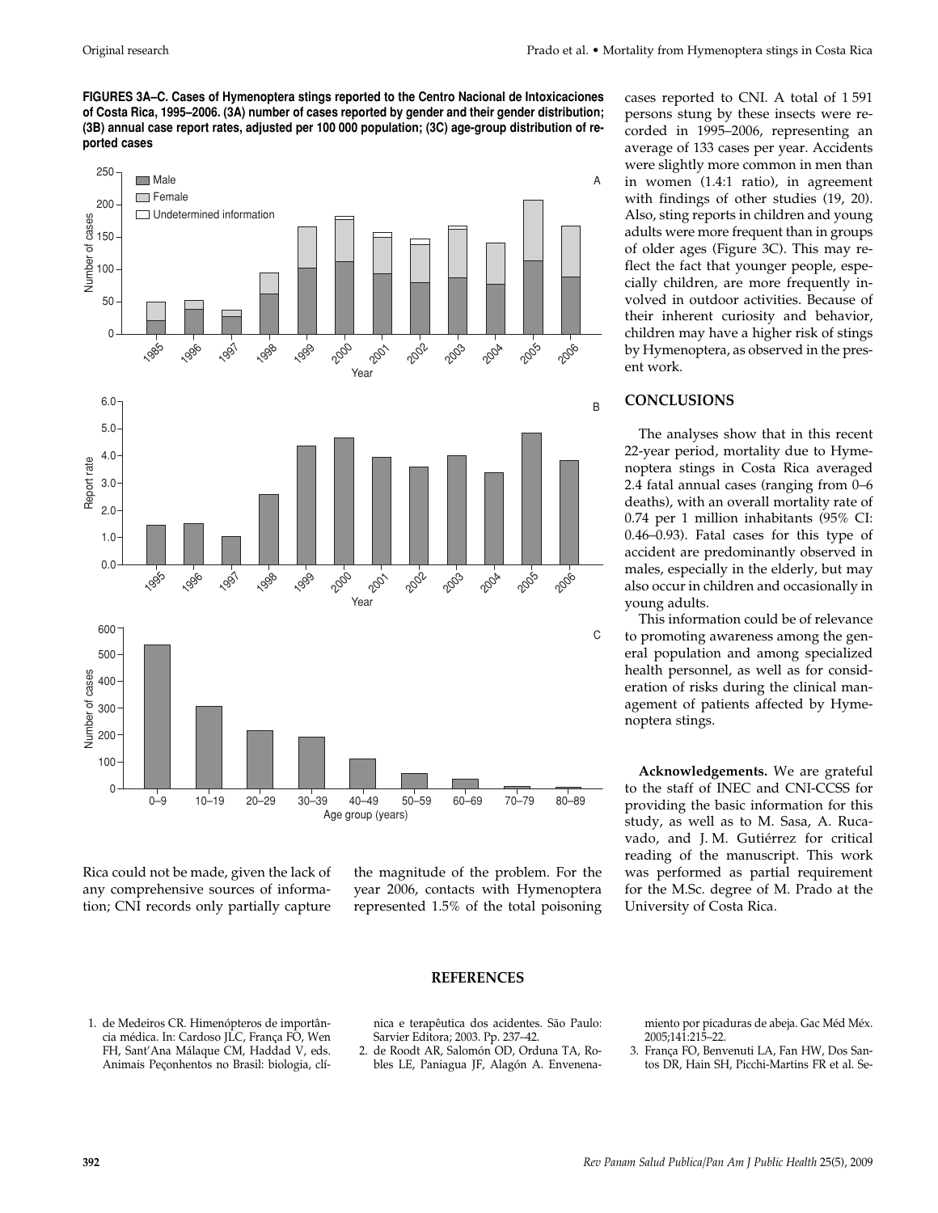**FIGURES 3A–C. Cases of Hymenoptera stings reported to the Centro Nacional de Intoxicaciones of Costa Rica, 1995–2006. (3A) number of cases reported by gender and their gender distribution; (3B) annual case report rates, adjusted per 100 000 population; (3C) age-group distribution of reported cases**

Rica could not be made, given the lack of any comprehensive sources of information; CNI records only partially capture the magnitude of the problem. For the year 2006, contacts with Hymenoptera represented 1.5% of the total poisoning cases reported to CNI. A total of 1 591 persons stung by these insects were recorded in 1995–2006, representing an average of 133 cases per year. Accidents were slightly more common in men than in women (1.4:1 ratio), in agreement with findings of other studies (19, 20). Also, sting reports in children and young adults were more frequent than in groups of older ages (Figure 3C). This may reflect the fact that younger people, especially children, are more frequently involved in outdoor activities. Because of their inherent curiosity and behavior, children may have a higher risk of stings by Hymenoptera, as observed in the present work.

## CONCLUSIONS

The analyses show that in this recent 22-year period, mortality due to Hymenoptera stings in Costa Rica averaged 2.4 fatal annual cases (ranging from 0–6 deaths), with an overall mortality rate of 0.74 per 1 million inhabitants (95% CI: 0.46–0.93). Fatal cases for this type of accident are predominantly observed in males, especially in the elderly, but may also occur in children and occasionally in young adults.

This information could be of relevance to promoting awareness among the general population and among specialized health personnel, as well as for consideration of risks during the clinical management of patients affected by Hymenoptera stings.

**Acknowledgements.** We are grateful to the staff of INEC and CNI-CCSS for providing the basic information for this study, as well as to M. Sasa, A. Rucavado, and J. M. Gutiérrez for critical reading of the manuscript. This work was performed as partial requirement for the M.Sc. degree of M. Prado at the University of Costa Rica.

## REFERENCES

1. de Medeiros CR. Himenópteros de importância médica. In: Cardoso JLC, França FO, Wen FH, Sant'Ana Málaque CM, Haddad V, eds. Animais Peçonhentos no Brasil: biologia, clínica e terapêutica dos acidentes. São Paulo: Sarvier Editora; 2003. Pp. 237–42.
2. de Roodt AR, Salomón OD, Orduna TA, Robles LE, Paniagua JF, Alagón A. Envenenamiento por picaduras de abeja. Gac Méd Méx. 2005;141:215–22.
3. França FO, Benvenuti LA, Fan HW, Dos Santos DR, Hain SH, Picchi-Martins FR et al. Se-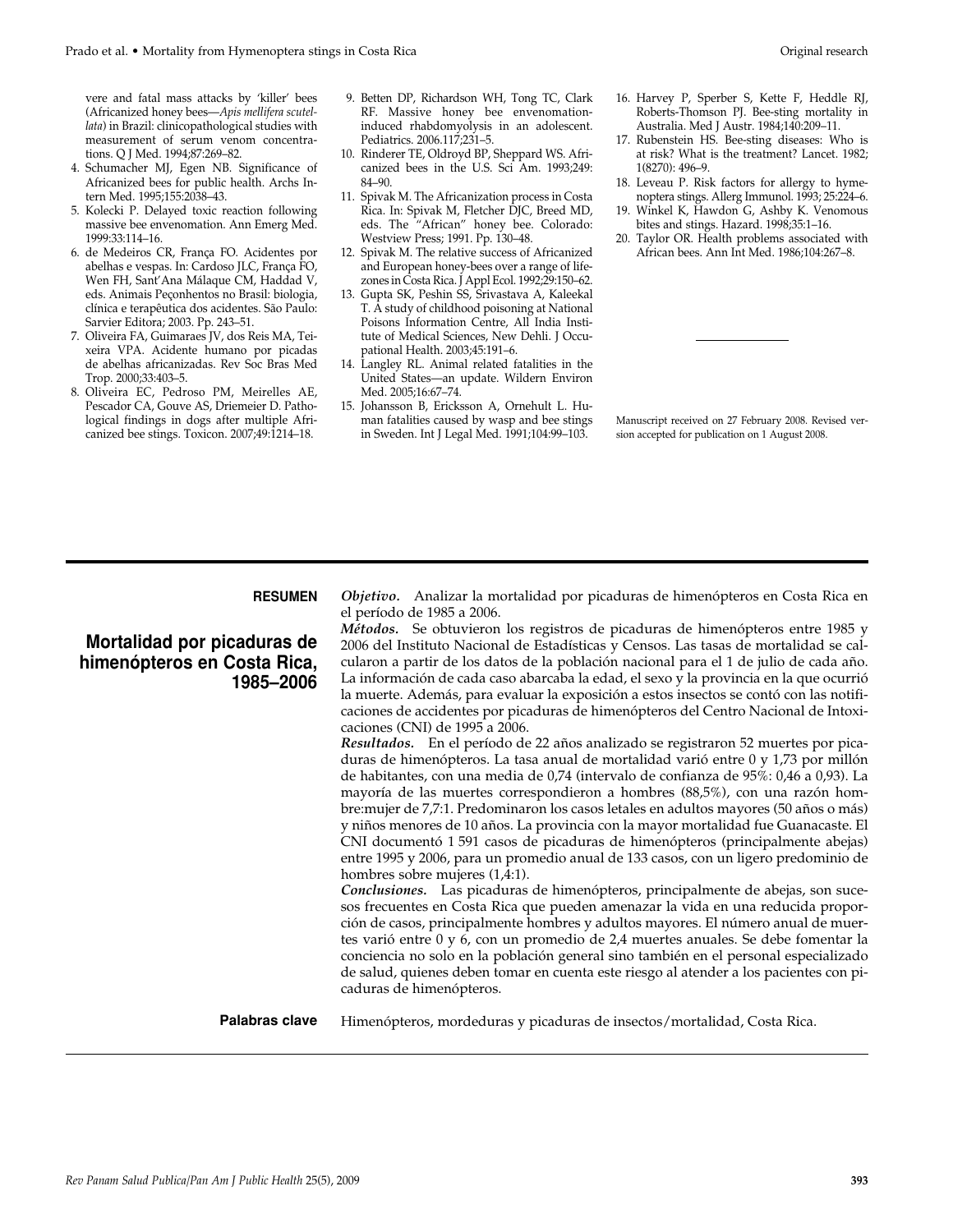vere and fatal mass attacks by 'killer' bees (Africanized honey bees—*Apis mellifera scutellata*) in Brazil: clinicopathological studies with measurement of serum venom concentrations. Q J Med. 1994;87:269–82.

4. Schumacher MJ, Egen NB. Significance of Africanized bees for public health. Archs Intern Med. 1995;155:2038–43.
5. Kolecki P. Delayed toxic reaction following massive bee envenomation. Ann Emerg Med. 1999:33:114–16.
6. de Medeiros CR, França FO. Acidentes por abelhas e vespas. In: Cardoso JLC, França FO, Wen FH, Sant'Ana Málaque CM, Haddad V, eds. Animais Peçonhentos no Brasil: biologia, clínica e terapêutica dos acidentes. São Paulo: Sarvier Editora; 2003. Pp. 243–51.
7. Oliveira FA, Guimaraes JV, dos Reis MA, Teixeira VPA. Acidente humano por picadas de abelhas africanizadas. Rev Soc Bras Med Trop. 2000;33:403–5.
8. Oliveira EC, Pedroso PM, Meirelles AE, Pescador CA, Gouve AS, Driemeier D. Pathological findings in dogs after multiple Africanized bee stings. Toxicon. 2007;49:1214–18.
9. Betten DP, Richardson WH, Tong TC, Clark RF. Massive honey bee envenomation-induced rhabdomyolysis in an adolescent. Pediatrics. 2006.117;231–5.
10. Rinderer TE, Oldroyd BP, Sheppard WS. Africanized bees in the U.S. Sci Am. 1993;249: 84–90.
11. Spivak M. The Africanization process in Costa Rica. In: Spivak M, Fletcher DJC, Breed MD, eds. The "African" honey bee. Colorado: Westview Press; 1991. Pp. 130–48.
12. Spivak M. The relative success of Africanized and European honey-bees over a range of life-zones in Costa Rica. J Appl Ecol. 1992;29:150–62.
13. Gupta SK, Peshin SS, Srivastava A, Kaleekal T. A study of childhood poisoning at National Poisons Information Centre, All India Institute of Medical Sciences, New Dehli. J Occupational Health. 2003;45:191–6.
14. Langley RL. Animal related fatalities in the United States—an update. Wildern Environ Med. 2005;16:67–74.
15. Johansson B, Ericksson A, Ornehult L. Human fatalities caused by wasp and bee stings in Sweden. Int J Legal Med. 1991;104:99–103.
16. Harvey P, Sperber S, Kette F, Heddle RJ, Roberts-Thomson PJ. Bee-sting mortality in Australia. Med J Austr. 1984;140:209–11.
17. Rubenstein HS. Bee-sting diseases: Who is at risk? What is the treatment? Lancet. 1982; 1(8270): 496–9.
18. Leveau P. Risk factors for allergy to hymenoptera stings. Allerg Immunol. 1993; 25:224–6.
19. Winkel K, Hawdon G, Ashby K. Venomous bites and stings. Hazard. 1998;35:1–16.
20. Taylor OR. Health problems associated with African bees. Ann Int Med. 1986;104:267–8.

Manuscript received on 27 February 2008. Revised version accepted for publication on 1 August 2008.

## RESUMEN

## Mortalidad por picaduras de himenópteros en Costa Rica, 1985–2006

***Objetivo.*** Analizar la mortalidad por picaduras de himenópteros en Costa Rica en el período de 1985 a 2006.

***Métodos.*** Se obtuvieron los registros de picaduras de himenópteros entre 1985 y 2006 del Instituto Nacional de Estadísticas y Censos. Las tasas de mortalidad se calcularon a partir de los datos de la población nacional para el 1 de julio de cada año. La información de cada caso abarcaba la edad, el sexo y la provincia en la que ocurrió la muerte. Además, para evaluar la exposición a estos insectos se contó con las notificaciones de accidentes por picaduras de himenópteros del Centro Nacional de Intoxicaciones (CNI) de 1995 a 2006.

***Resultados.*** En el período de 22 años analizado se registraron 52 muertes por picaduras de himenópteros. La tasa anual de mortalidad varió entre 0 y 1,73 por millón de habitantes, con una media de 0,74 (intervalo de confianza de 95%: 0,46 a 0,93). La mayoría de las muertes correspondieron a hombres (88,5%), con una razón hombre:mujer de 7,7:1. Predominaron los casos letales en adultos mayores (50 años o más) y niños menores de 10 años. La provincia con la mayor mortalidad fue Guanacaste. El CNI documentó 1 591 casos de picaduras de himenópteros (principalmente abejas) entre 1995 y 2006, para un promedio anual de 133 casos, con un ligero predominio de hombres sobre mujeres (1,4:1).

***Conclusiones.*** Las picaduras de himenópteros, principalmente de abejas, son sucesos frecuentes en Costa Rica que pueden amenazar la vida en una reducida proporción de casos, principalmente hombres y adultos mayores. El número anual de muertes varió entre 0 y 6, con un promedio de 2,4 muertes anuales. Se debe fomentar la conciencia no solo en la población general sino también en el personal especializado de salud, quienes deben tomar en cuenta este riesgo al atender a los pacientes con picaduras de himenópteros.

**Palabras clave** Himenópteros, mordeduras y picaduras de insectos/mortalidad, Costa Rica.